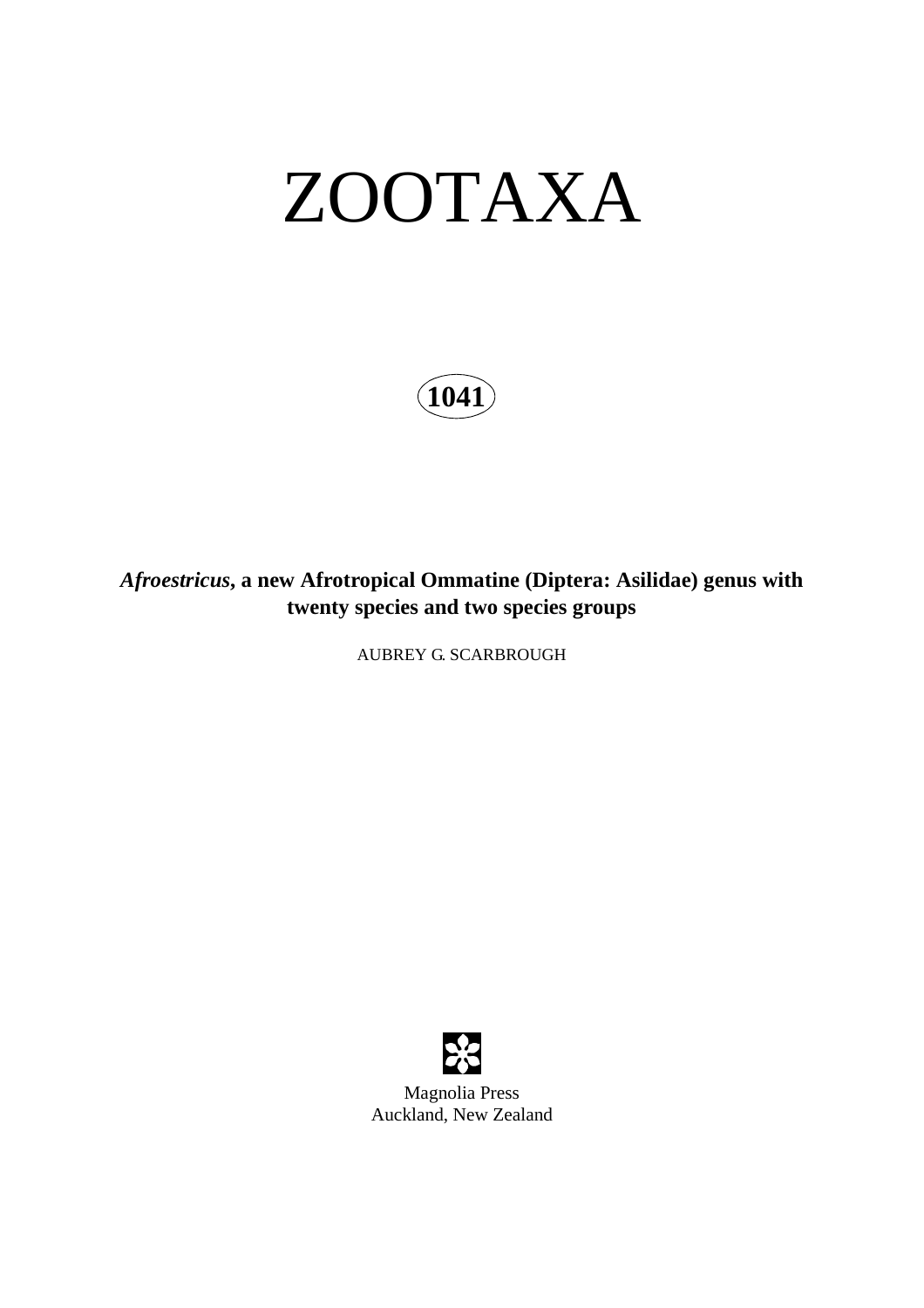# ZOOTAXA

**1041**

## *Afroestricus*, a new Afrotropical Ommatine (Diptera: Asilidae) genus with twenty species and two species groups

AUBREY G. SCARBROUGH

Magnolia Press
Auckland, New Zealand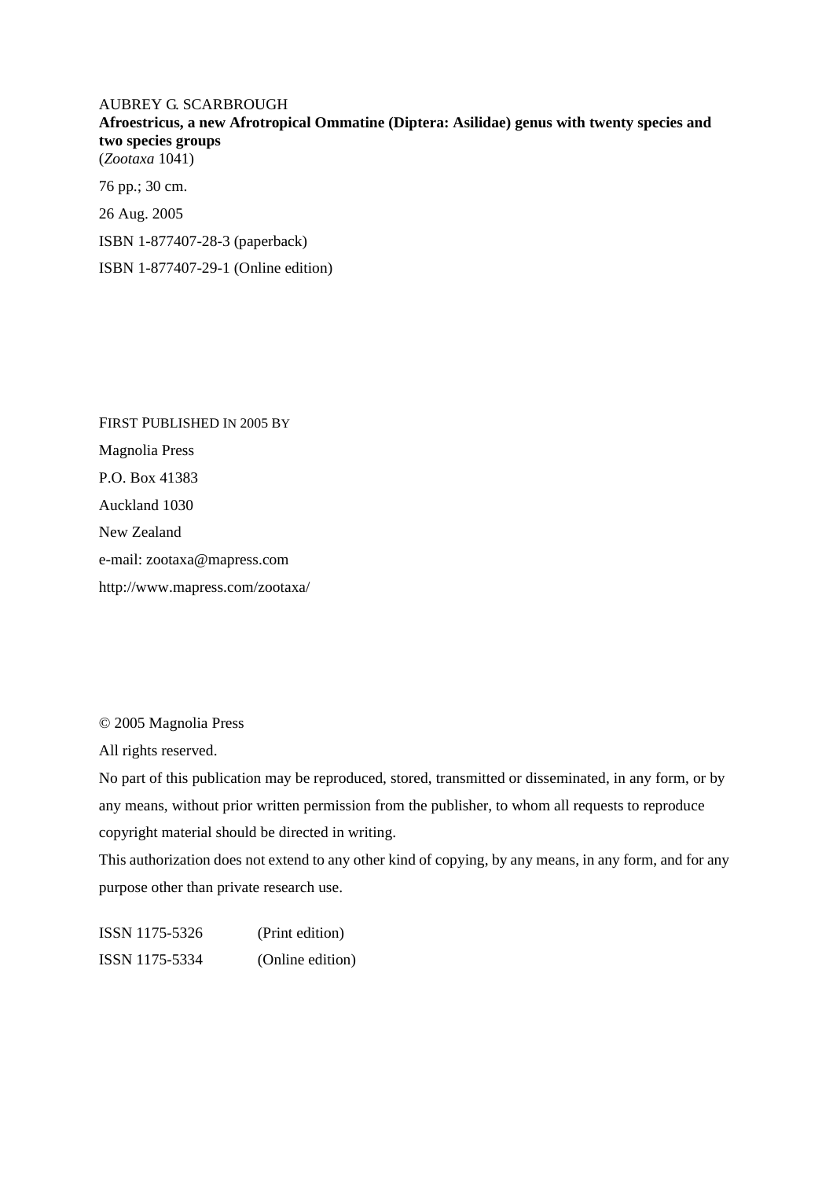AUBREY G. SCARBROUGH

**Afroestricus, a new Afrotropical Ommatine (Diptera: Asilidae) genus with twenty species and two species groups**

(*Zootaxa* 1041)

76 pp.; 30 cm.

26 Aug. 2005

ISBN 1-877407-28-3 (paperback)

ISBN 1-877407-29-1 (Online edition)

FIRST PUBLISHED IN 2005 BY

Magnolia Press

P.O. Box 41383

Auckland 1030

New Zealand

e-mail: zootaxa@mapress.com

http://www.mapress.com/zootaxa/

© 2005 Magnolia Press

All rights reserved.

No part of this publication may be reproduced, stored, transmitted or disseminated, in any form, or by any means, without prior written permission from the publisher, to whom all requests to reproduce copyright material should be directed in writing.

This authorization does not extend to any other kind of copying, by any means, in any form, and for any purpose other than private research use.

ISSN 1175-5326 (Print edition)

ISSN 1175-5334 (Online edition)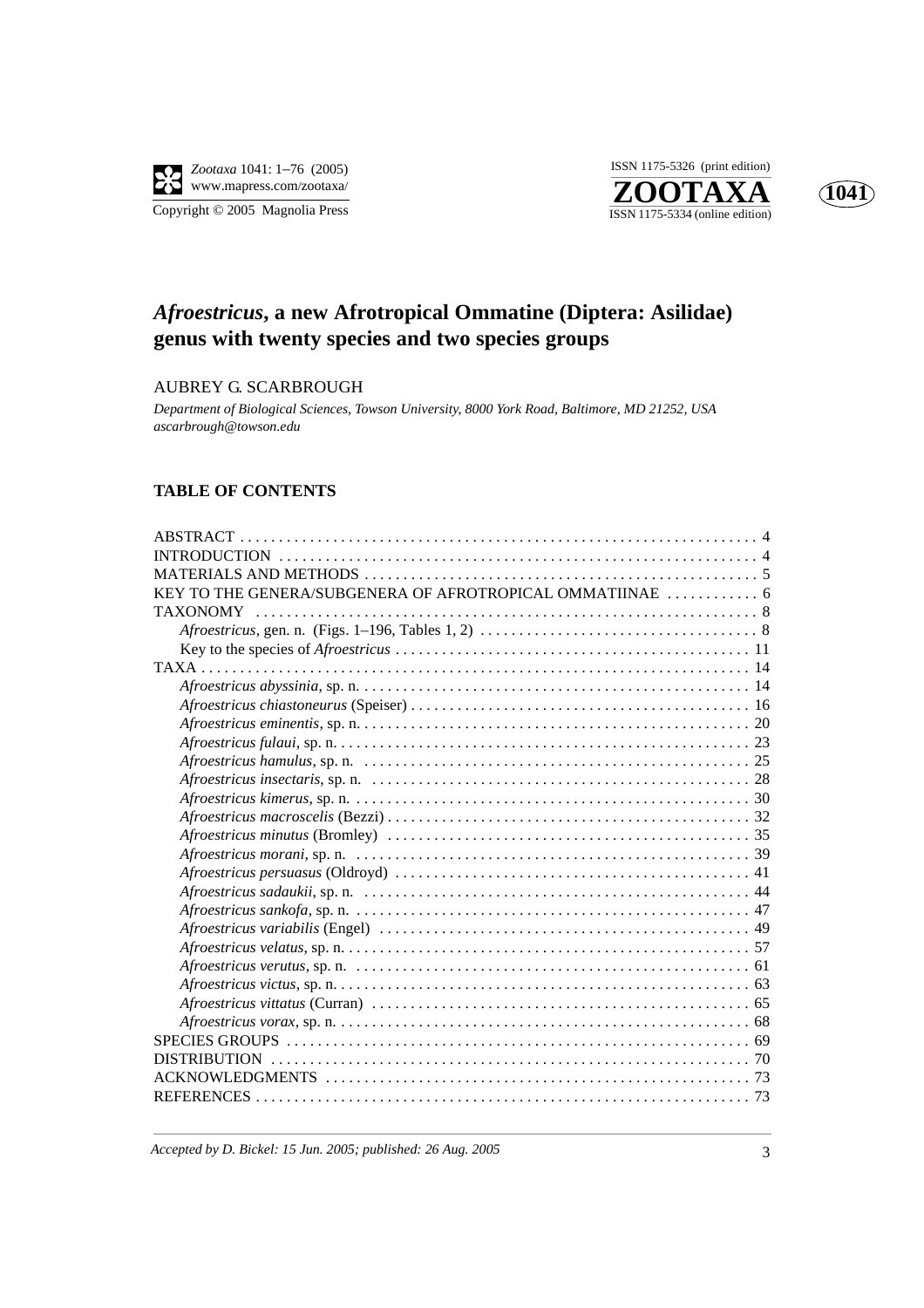# *Afroestricus*, a new Afrotropical Ommatine (Diptera: Asilidae) genus with twenty species and two species groups

AUBREY G. SCARBROUGH

*Department of Biological Sciences, Towson University, 8000 York Road, Baltimore, MD 21252, USA*
*ascarbrough@towson.edu*

## TABLE OF CONTENTS

ABSTRACT . . . . . . . . . . 4
INTRODUCTION . . . . . . . . . . 4
MATERIALS AND METHODS . . . . . . . . . . 5
KEY TO THE GENERA/SUBGENERA OF AFROTROPICAL OMMATIINAE . . . . . . . . . . 6
TAXONOMY . . . . . . . . . . 8
- *Afroestricus*, gen. n. (Figs. 1–196, Tables 1, 2) . . . . . . . . . . 8
- Key to the species of *Afroestricus* . . . . . . . . . . 11

TAXA . . . . . . . . . . 14
- *Afroestricus abyssinia*, sp. n. . . . . . . . . . . 14
- *Afroestricus chiastoneurus* (Speiser) . . . . . . . . . . 16
- *Afroestricus eminentis*, sp. n. . . . . . . . . . . 20
- *Afroestricus fulaui*, sp. n. . . . . . . . . . . 23
- *Afroestricus hamulus*, sp. n. . . . . . . . . . . 25
- *Afroestricus insectaris*, sp. n. . . . . . . . . . . 28
- *Afroestricus kimerus*, sp. n. . . . . . . . . . . 30
- *Afroestricus macroscelis* (Bezzi) . . . . . . . . . . 32
- *Afroestricus minutus* (Bromley) . . . . . . . . . . 35
- *Afroestricus morani*, sp. n. . . . . . . . . . . 39
- *Afroestricus persuasus* (Oldroyd) . . . . . . . . . . 41
- *Afroestricus sadaukii*, sp. n. . . . . . . . . . . 44
- *Afroestricus sankofa*, sp. n. . . . . . . . . . . 47
- *Afroestricus variabilis* (Engel) . . . . . . . . . . 49
- *Afroestricus velatus*, sp. n. . . . . . . . . . . 57
- *Afroestricus verutus*, sp. n. . . . . . . . . . . 61
- *Afroestricus victus*, sp. n. . . . . . . . . . . 63
- *Afroestricus vittatus* (Curran) . . . . . . . . . . 65
- *Afroestricus vorax*, sp. n. . . . . . . . . . . 68

SPECIES GROUPS . . . . . . . . . . 69
DISTRIBUTION . . . . . . . . . . 70
ACKNOWLEDGMENTS . . . . . . . . . . 73
REFERENCES . . . . . . . . . . 73

*Accepted by D. Bickel: 15 Jun. 2005; published: 26 Aug. 2005*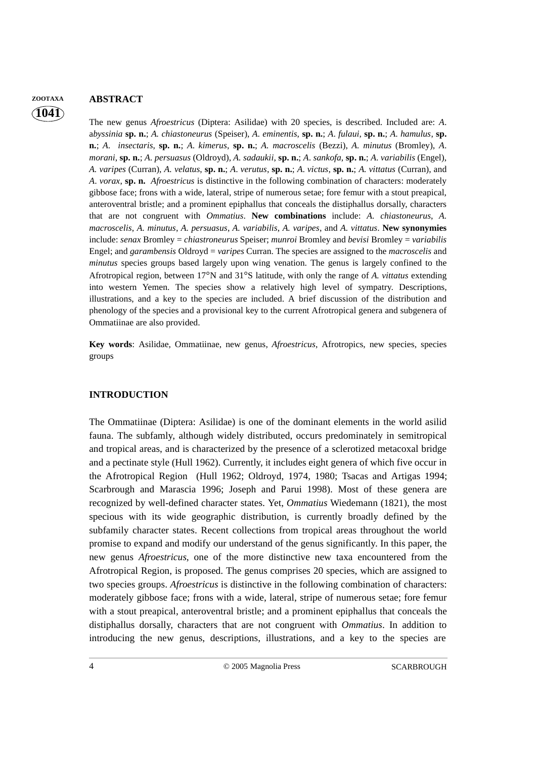## ABSTRACT

The new genus *Afroestricus* (Diptera: Asilidae) with 20 species, is described. Included are: *A. abyssinia* **sp. n.**; *A. chiastoneurus* (Speiser), *A. eminentis*, **sp. n.**; *A. fulaui*, **sp. n.**; *A. hamulus*, **sp. n.**; *A. insectaris*, **sp. n.**; *A. kimerus*, **sp. n.**; *A. macroscelis* (Bezzi), *A. minutus* (Bromley), *A. morani*, **sp. n.**; *A. persuasus* (Oldroyd), *A. sadaukii*, **sp. n.**; *A. sankofa*, **sp. n.**; *A. variabilis* (Engel), *A. varipes* (Curran), *A. velatus*, **sp. n.**; *A. verutus*, **sp. n.**; *A. victus*, **sp. n.**; *A. vittatus* (Curran), and *A. vorax*, **sp. n.** *Afroestricus* is distinctive in the following combination of characters: moderately gibbose face; frons with a wide, lateral, stripe of numerous setae; fore femur with a stout preapical, anteroventral bristle; and a prominent epiphallus that conceals the distiphallus dorsally, characters that are not congruent with *Ommatius*. **New combinations** include: *A. chiastoneurus*, *A. macroscelis*, *A. minutus*, *A. persuasus*, *A. variabilis*, *A. varipes*, and *A. vittatus*. **New synonymies** include: *senax* Bromley = *chiastroneurus* Speiser; *munroi* Bromley and *bevisi* Bromley = *variabilis* Engel; and *garambensis* Oldroyd = *varipes* Curran. The species are assigned to the *macroscelis* and *minutus* species groups based largely upon wing venation. The genus is largely confined to the Afrotropical region, between 17°N and 31°S latitude, with only the range of *A. vittatus* extending into western Yemen. The species show a relatively high level of sympatry. Descriptions, illustrations, and a key to the species are included. A brief discussion of the distribution and phenology of the species and a provisional key to the current Afrotropical genera and subgenera of Ommatiinae are also provided.

**Key words**: Asilidae, Ommatiinae, new genus, *Afroestricus*, Afrotropics, new species, species groups

## INTRODUCTION

The Ommatiinae (Diptera: Asilidae) is one of the dominant elements in the world asilid fauna. The subfamly, although widely distributed, occurs predominately in semitropical and tropical areas, and is characterized by the presence of a sclerotized metacoxal bridge and a pectinate style (Hull 1962). Currently, it includes eight genera of which five occur in the Afrotropical Region (Hull 1962; Oldroyd, 1974, 1980; Tsacas and Artigas 1994; Scarbrough and Marascia 1996; Joseph and Parui 1998). Most of these genera are recognized by well-defined character states. Yet, *Ommatius* Wiedemann (1821), the most specious with its wide geographic distribution, is currently broadly defined by the subfamily character states. Recent collections from tropical areas throughout the world promise to expand and modify our understand of the genus significantly. In this paper, the new genus *Afroestricus*, one of the more distinctive new taxa encountered from the Afrotropical Region, is proposed. The genus comprises 20 species, which are assigned to two species groups. *Afroestricus* is distinctive in the following combination of characters: moderately gibbose face; frons with a wide, lateral, stripe of numerous setae; fore femur with a stout preapical, anteroventral bristle; and a prominent epiphallus that conceals the distiphallus dorsally, characters that are not congruent with *Ommatius*. In addition to introducing the new genus, descriptions, illustrations, and a key to the species are